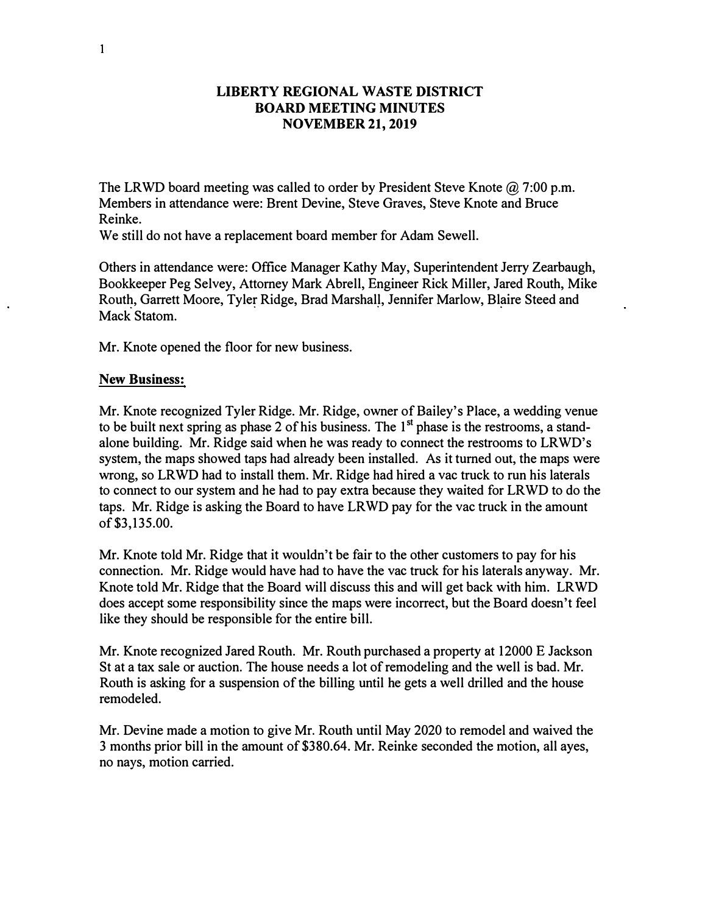# LIBERTY REGIONAL WASTE DISTRICT
# BOARD MEETING MINUTES
# NOVEMBER 21, 2019

The LRWD board meeting was called to order by President Steve Knote @ 7:00 p.m. Members in attendance were: Brent Devine, Steve Graves, Steve Knote and Bruce Reinke.
We still do not have a replacement board member for Adam Sewell.

Others in attendance were: Office Manager Kathy May, Superintendent Jerry Zearbaugh, Bookkeeper Peg Selvey, Attorney Mark Abrell, Engineer Rick Miller, Jared Routh, Mike Routh, Garrett Moore, Tyler Ridge, Brad Marshall, Jennifer Marlow, Blaire Steed and Mack Statom.

Mr. Knote opened the floor for new business.

**New Business:**

Mr. Knote recognized Tyler Ridge. Mr. Ridge, owner of Bailey's Place, a wedding venue to be built next spring as phase 2 of his business. The 1st phase is the restrooms, a stand-alone building. Mr. Ridge said when he was ready to connect the restrooms to LRWD's system, the maps showed taps had already been installed. As it turned out, the maps were wrong, so LRWD had to install them. Mr. Ridge had hired a vac truck to run his laterals to connect to our system and he had to pay extra because they waited for LRWD to do the taps. Mr. Ridge is asking the Board to have LRWD pay for the vac truck in the amount of $3,135.00.

Mr. Knote told Mr. Ridge that it wouldn't be fair to the other customers to pay for his connection. Mr. Ridge would have had to have the vac truck for his laterals anyway. Mr. Knote told Mr. Ridge that the Board will discuss this and will get back with him. LRWD does accept some responsibility since the maps were incorrect, but the Board doesn't feel like they should be responsible for the entire bill.

Mr. Knote recognized Jared Routh. Mr. Routh purchased a property at 12000 E Jackson St at a tax sale or auction. The house needs a lot of remodeling and the well is bad. Mr. Routh is asking for a suspension of the billing until he gets a well drilled and the house remodeled.

Mr. Devine made a motion to give Mr. Routh until May 2020 to remodel and waived the 3 months prior bill in the amount of $380.64. Mr. Reinke seconded the motion, all ayes, no nays, motion carried.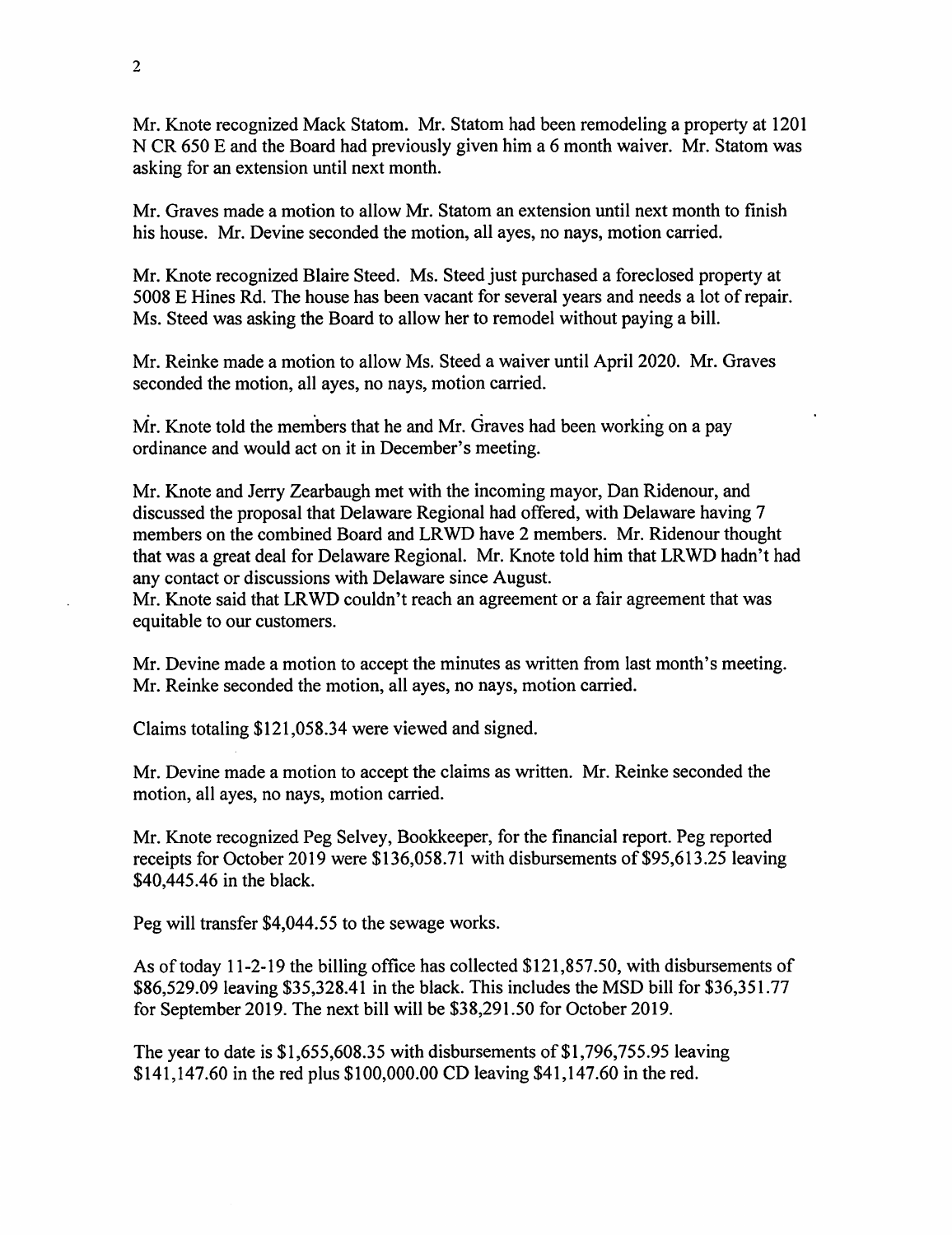Mr. Knote recognized Mack Statom. Mr. Statom had been remodeling a property at 1201 N CR 650 E and the Board had previously given him a 6 month waiver. Mr. Statom was asking for an extension until next month.

Mr. Graves made a motion to allow Mr. Statom an extension until next month to finish his house. Mr. Devine seconded the motion, all ayes, no nays, motion carried.

Mr. Knote recognized Blaire Steed. Ms. Steed just purchased a foreclosed property at 5008 E Hines Rd. The house has been vacant for several years and needs a lot of repair. Ms. Steed was asking the Board to allow her to remodel without paying a bill.

Mr. Reinke made a motion to allow Ms. Steed a waiver until April 2020. Mr. Graves seconded the motion, all ayes, no nays, motion carried.

Mr. Knote told the members that he and Mr. Graves had been working on a pay ordinance and would act on it in December's meeting.

Mr. Knote and Jerry Zearbaugh met with the incoming mayor, Dan Ridenour, and discussed the proposal that Delaware Regional had offered, with Delaware having 7 members on the combined Board and LRWD have 2 members. Mr. Ridenour thought that was a great deal for Delaware Regional. Mr. Knote told him that LRWD hadn't had any contact or discussions with Delaware since August.
Mr. Knote said that LRWD couldn't reach an agreement or a fair agreement that was equitable to our customers.

Mr. Devine made a motion to accept the minutes as written from last month's meeting. Mr. Reinke seconded the motion, all ayes, no nays, motion carried.

Claims totaling $121,058.34 were viewed and signed.

Mr. Devine made a motion to accept the claims as written. Mr. Reinke seconded the motion, all ayes, no nays, motion carried.

Mr. Knote recognized Peg Selvey, Bookkeeper, for the financial report. Peg reported receipts for October 2019 were $136,058.71 with disbursements of $95,613.25 leaving $40,445.46 in the black.

Peg will transfer $4,044.55 to the sewage works.

As of today 11-2-19 the billing office has collected $121,857.50, with disbursements of $86,529.09 leaving $35,328.41 in the black. This includes the MSD bill for $36,351.77 for September 2019. The next bill will be $38,291.50 for October 2019.

The year to date is $1,655,608.35 with disbursements of $1,796,755.95 leaving $141,147.60 in the red plus $100,000.00 CD leaving $41,147.60 in the red.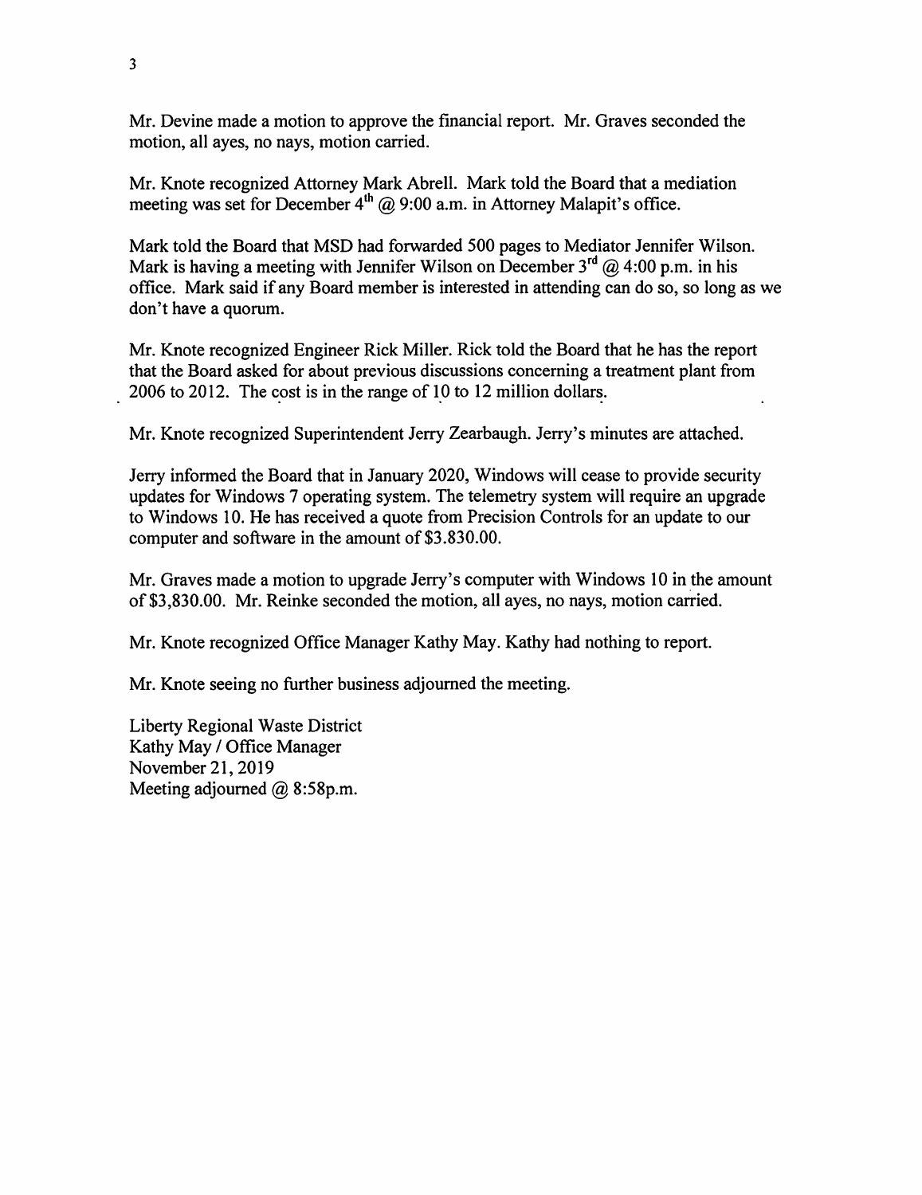Mr. Devine made a motion to approve the financial report. Mr. Graves seconded the motion, all ayes, no nays, motion carried.

Mr. Knote recognized Attorney Mark Abrell. Mark told the Board that a mediation meeting was set for December 4th @ 9:00 a.m. in Attorney Malapit's office.

Mark told the Board that MSD had forwarded 500 pages to Mediator Jennifer Wilson. Mark is having a meeting with Jennifer Wilson on December 3rd @ 4:00 p.m. in his office. Mark said if any Board member is interested in attending can do so, so long as we don't have a quorum.

Mr. Knote recognized Engineer Rick Miller. Rick told the Board that he has the report that the Board asked for about previous discussions concerning a treatment plant from 2006 to 2012. The cost is in the range of 10 to 12 million dollars.

Mr. Knote recognized Superintendent Jerry Zearbaugh. Jerry's minutes are attached.

Jerry informed the Board that in January 2020, Windows will cease to provide security updates for Windows 7 operating system. The telemetry system will require an upgrade to Windows 10. He has received a quote from Precision Controls for an update to our computer and software in the amount of $3.830.00.

Mr. Graves made a motion to upgrade Jerry's computer with Windows 10 in the amount of $3,830.00. Mr. Reinke seconded the motion, all ayes, no nays, motion carried.

Mr. Knote recognized Office Manager Kathy May. Kathy had nothing to report.

Mr. Knote seeing no further business adjourned the meeting.

Liberty Regional Waste District
Kathy May / Office Manager
November 21, 2019
Meeting adjourned @ 8:58p.m.